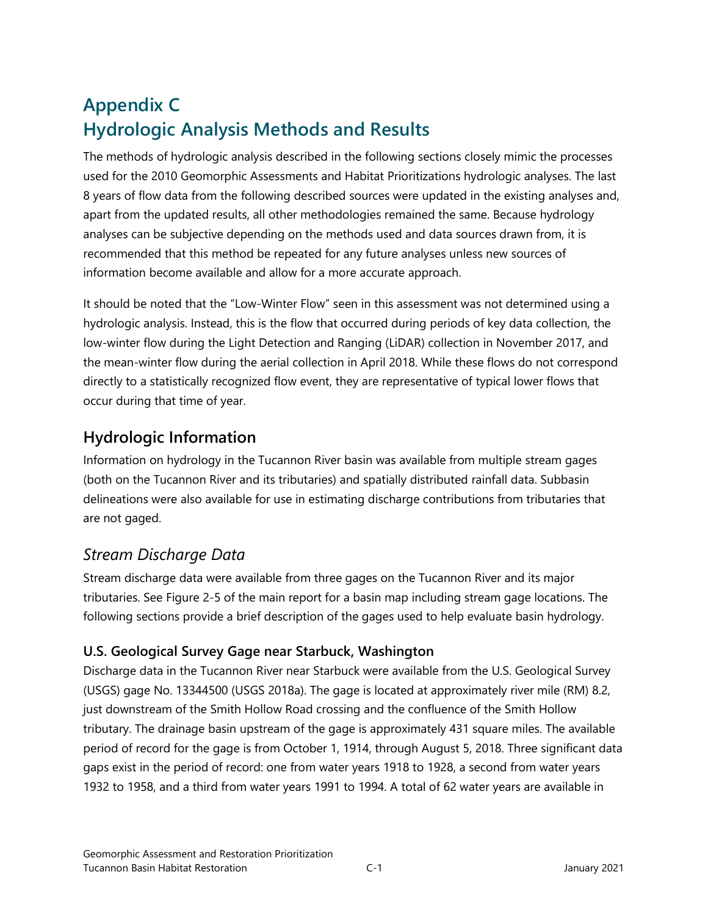# Appendix C
# Hydrologic Analysis Methods and Results

The methods of hydrologic analysis described in the following sections closely mimic the processes used for the 2010 Geomorphic Assessments and Habitat Prioritizations hydrologic analyses. The last 8 years of flow data from the following described sources were updated in the existing analyses and, apart from the updated results, all other methodologies remained the same. Because hydrology analyses can be subjective depending on the methods used and data sources drawn from, it is recommended that this method be repeated for any future analyses unless new sources of information become available and allow for a more accurate approach.

It should be noted that the "Low-Winter Flow" seen in this assessment was not determined using a hydrologic analysis. Instead, this is the flow that occurred during periods of key data collection, the low-winter flow during the Light Detection and Ranging (LiDAR) collection in November 2017, and the mean-winter flow during the aerial collection in April 2018. While these flows do not correspond directly to a statistically recognized flow event, they are representative of typical lower flows that occur during that time of year.

## Hydrologic Information

Information on hydrology in the Tucannon River basin was available from multiple stream gages (both on the Tucannon River and its tributaries) and spatially distributed rainfall data. Subbasin delineations were also available for use in estimating discharge contributions from tributaries that are not gaged.

## *Stream Discharge Data*

Stream discharge data were available from three gages on the Tucannon River and its major tributaries. See Figure 2-5 of the main report for a basin map including stream gage locations. The following sections provide a brief description of the gages used to help evaluate basin hydrology.

### U.S. Geological Survey Gage near Starbuck, Washington

Discharge data in the Tucannon River near Starbuck were available from the U.S. Geological Survey (USGS) gage No. 13344500 (USGS 2018a). The gage is located at approximately river mile (RM) 8.2, just downstream of the Smith Hollow Road crossing and the confluence of the Smith Hollow tributary. The drainage basin upstream of the gage is approximately 431 square miles. The available period of record for the gage is from October 1, 1914, through August 5, 2018. Three significant data gaps exist in the period of record: one from water years 1918 to 1928, a second from water years 1932 to 1958, and a third from water years 1991 to 1994. A total of 62 water years are available in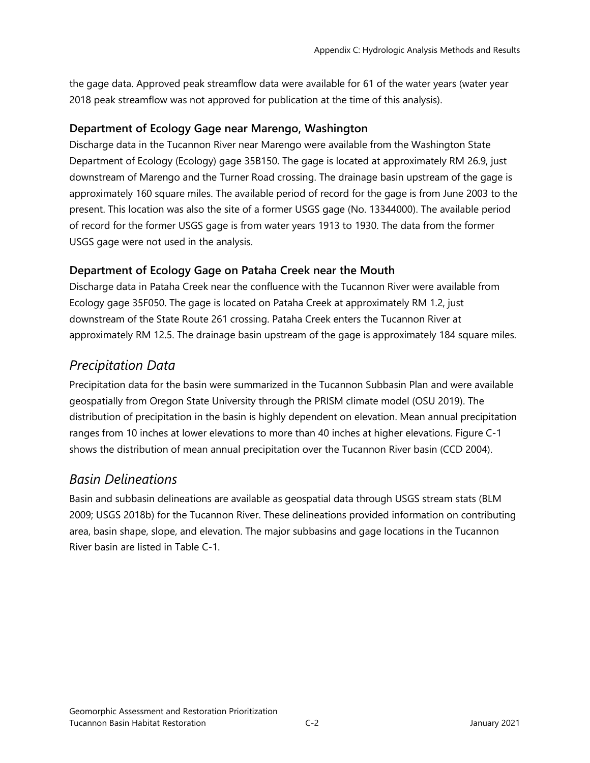the gage data. Approved peak streamflow data were available for 61 of the water years (water year 2018 peak streamflow was not approved for publication at the time of this analysis).

### Department of Ecology Gage near Marengo, Washington

Discharge data in the Tucannon River near Marengo were available from the Washington State Department of Ecology (Ecology) gage 35B150. The gage is located at approximately RM 26.9, just downstream of Marengo and the Turner Road crossing. The drainage basin upstream of the gage is approximately 160 square miles. The available period of record for the gage is from June 2003 to the present. This location was also the site of a former USGS gage (No. 13344000). The available period of record for the former USGS gage is from water years 1913 to 1930. The data from the former USGS gage were not used in the analysis.

### Department of Ecology Gage on Pataha Creek near the Mouth

Discharge data in Pataha Creek near the confluence with the Tucannon River were available from Ecology gage 35F050. The gage is located on Pataha Creek at approximately RM 1.2, just downstream of the State Route 261 crossing. Pataha Creek enters the Tucannon River at approximately RM 12.5. The drainage basin upstream of the gage is approximately 184 square miles.

## *Precipitation Data*

Precipitation data for the basin were summarized in the Tucannon Subbasin Plan and were available geospatially from Oregon State University through the PRISM climate model (OSU 2019). The distribution of precipitation in the basin is highly dependent on elevation. Mean annual precipitation ranges from 10 inches at lower elevations to more than 40 inches at higher elevations. Figure C-1 shows the distribution of mean annual precipitation over the Tucannon River basin (CCD 2004).

## *Basin Delineations*

Basin and subbasin delineations are available as geospatial data through USGS stream stats (BLM 2009; USGS 2018b) for the Tucannon River. These delineations provided information on contributing area, basin shape, slope, and elevation. The major subbasins and gage locations in the Tucannon River basin are listed in Table C-1.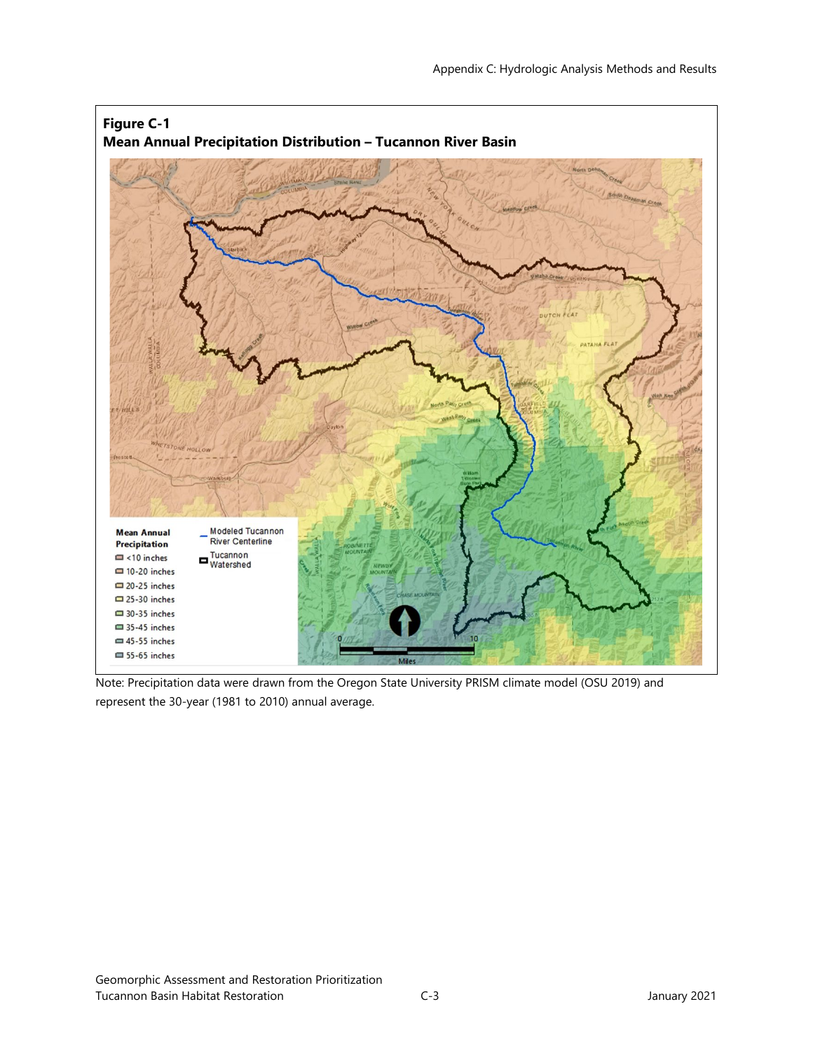**Figure C-1**
**Mean Annual Precipitation Distribution – Tucannon River Basin**

Note: Precipitation data were drawn from the Oregon State University PRISM climate model (OSU 2019) and represent the 30-year (1981 to 2010) annual average.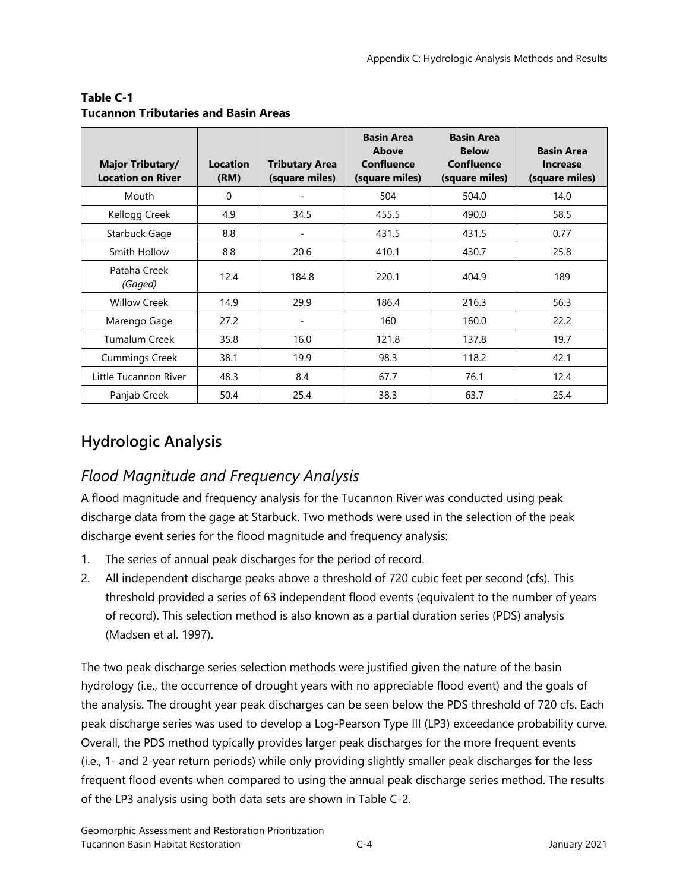**Table C-1**
**Tucannon Tributaries and Basin Areas**

| Major Tributary/ Location on River | Location (RM) | Tributary Area (square miles) | Basin Area Above Confluence (square miles) | Basin Area Below Confluence (square miles) | Basin Area Increase (square miles) |
|---|---|---|---|---|---|
| Mouth | 0 | - | 504 | 504.0 | 14.0 |
| Kellogg Creek | 4.9 | 34.5 | 455.5 | 490.0 | 58.5 |
| Starbuck Gage | 8.8 | - | 431.5 | 431.5 | 0.77 |
| Smith Hollow | 8.8 | 20.6 | 410.1 | 430.7 | 25.8 |
| Pataha Creek *(Gaged)* | 12.4 | 184.8 | 220.1 | 404.9 | 189 |
| Willow Creek | 14.9 | 29.9 | 186.4 | 216.3 | 56.3 |
| Marengo Gage | 27.2 | - | 160 | 160.0 | 22.2 |
| Tumalum Creek | 35.8 | 16.0 | 121.8 | 137.8 | 19.7 |
| Cummings Creek | 38.1 | 19.9 | 98.3 | 118.2 | 42.1 |
| Little Tucannon River | 48.3 | 8.4 | 67.7 | 76.1 | 12.4 |
| Panjab Creek | 50.4 | 25.4 | 38.3 | 63.7 | 25.4 |

## Hydrologic Analysis

### *Flood Magnitude and Frequency Analysis*

A flood magnitude and frequency analysis for the Tucannon River was conducted using peak discharge data from the gage at Starbuck. Two methods were used in the selection of the peak discharge event series for the flood magnitude and frequency analysis:

1. The series of annual peak discharges for the period of record.
2. All independent discharge peaks above a threshold of 720 cubic feet per second (cfs). This threshold provided a series of 63 independent flood events (equivalent to the number of years of record). This selection method is also known as a partial duration series (PDS) analysis (Madsen et al. 1997).

The two peak discharge series selection methods were justified given the nature of the basin hydrology (i.e., the occurrence of drought years with no appreciable flood event) and the goals of the analysis. The drought year peak discharges can be seen below the PDS threshold of 720 cfs. Each peak discharge series was used to develop a Log-Pearson Type III (LP3) exceedance probability curve. Overall, the PDS method typically provides larger peak discharges for the more frequent events (i.e., 1- and 2-year return periods) while only providing slightly smaller peak discharges for the less frequent flood events when compared to using the annual peak discharge series method. The results of the LP3 analysis using both data sets are shown in Table C-2.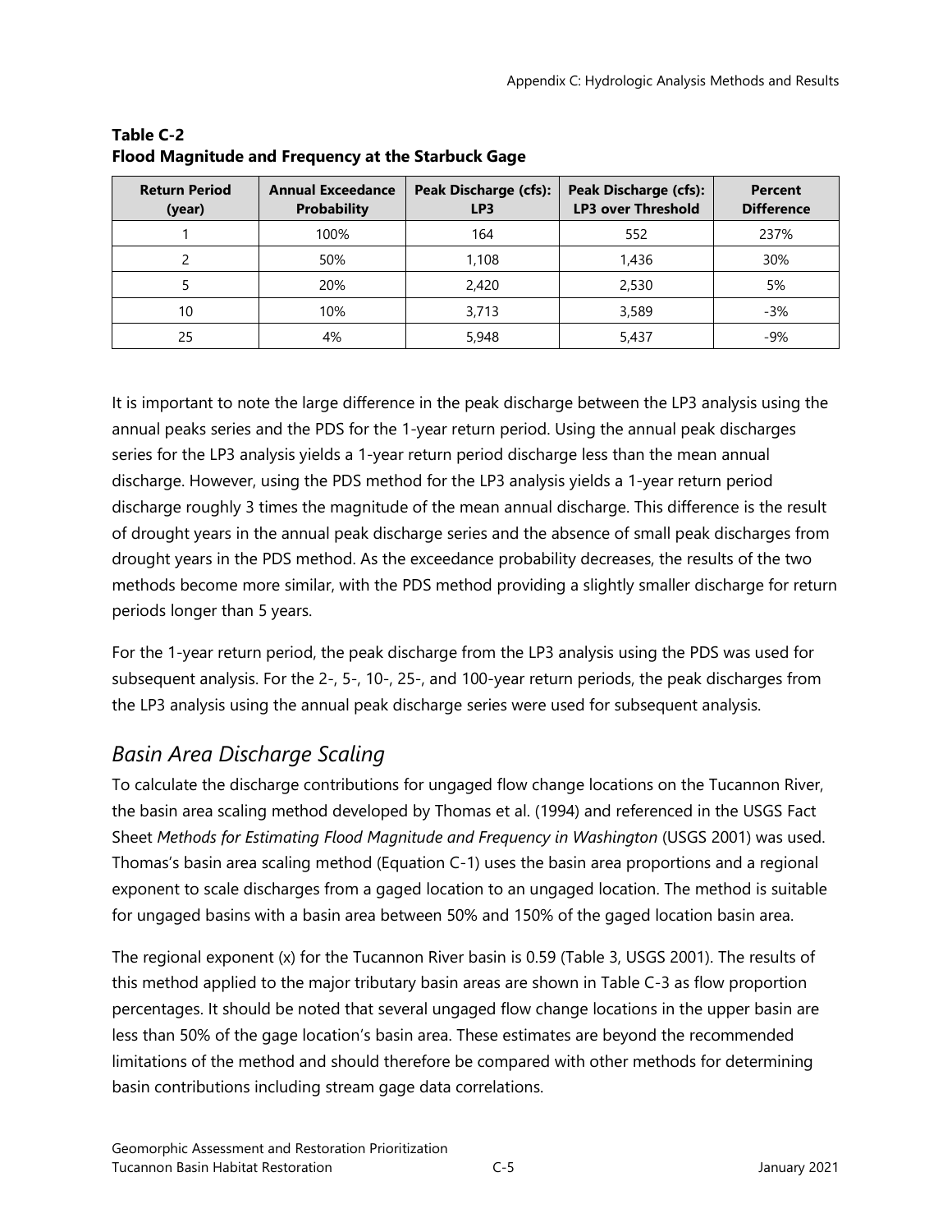**Table C-2**
**Flood Magnitude and Frequency at the Starbuck Gage**

| Return Period (year) | Annual Exceedance Probability | Peak Discharge (cfs): LP3 | Peak Discharge (cfs): LP3 over Threshold | Percent Difference |
|---|---|---|---|---|
| 1 | 100% | 164 | 552 | 237% |
| 2 | 50% | 1,108 | 1,436 | 30% |
| 5 | 20% | 2,420 | 2,530 | 5% |
| 10 | 10% | 3,713 | 3,589 | -3% |
| 25 | 4% | 5,948 | 5,437 | -9% |

It is important to note the large difference in the peak discharge between the LP3 analysis using the annual peaks series and the PDS for the 1-year return period. Using the annual peak discharges series for the LP3 analysis yields a 1-year return period discharge less than the mean annual discharge. However, using the PDS method for the LP3 analysis yields a 1-year return period discharge roughly 3 times the magnitude of the mean annual discharge. This difference is the result of drought years in the annual peak discharge series and the absence of small peak discharges from drought years in the PDS method. As the exceedance probability decreases, the results of the two methods become more similar, with the PDS method providing a slightly smaller discharge for return periods longer than 5 years.

For the 1-year return period, the peak discharge from the LP3 analysis using the PDS was used for subsequent analysis. For the 2-, 5-, 10-, 25-, and 100-year return periods, the peak discharges from the LP3 analysis using the annual peak discharge series were used for subsequent analysis.

## *Basin Area Discharge Scaling*

To calculate the discharge contributions for ungaged flow change locations on the Tucannon River, the basin area scaling method developed by Thomas et al. (1994) and referenced in the USGS Fact Sheet *Methods for Estimating Flood Magnitude and Frequency in Washington* (USGS 2001) was used. Thomas's basin area scaling method (Equation C-1) uses the basin area proportions and a regional exponent to scale discharges from a gaged location to an ungaged location. The method is suitable for ungaged basins with a basin area between 50% and 150% of the gaged location basin area.

The regional exponent (x) for the Tucannon River basin is 0.59 (Table 3, USGS 2001). The results of this method applied to the major tributary basin areas are shown in Table C-3 as flow proportion percentages. It should be noted that several ungaged flow change locations in the upper basin are less than 50% of the gage location's basin area. These estimates are beyond the recommended limitations of the method and should therefore be compared with other methods for determining basin contributions including stream gage data correlations.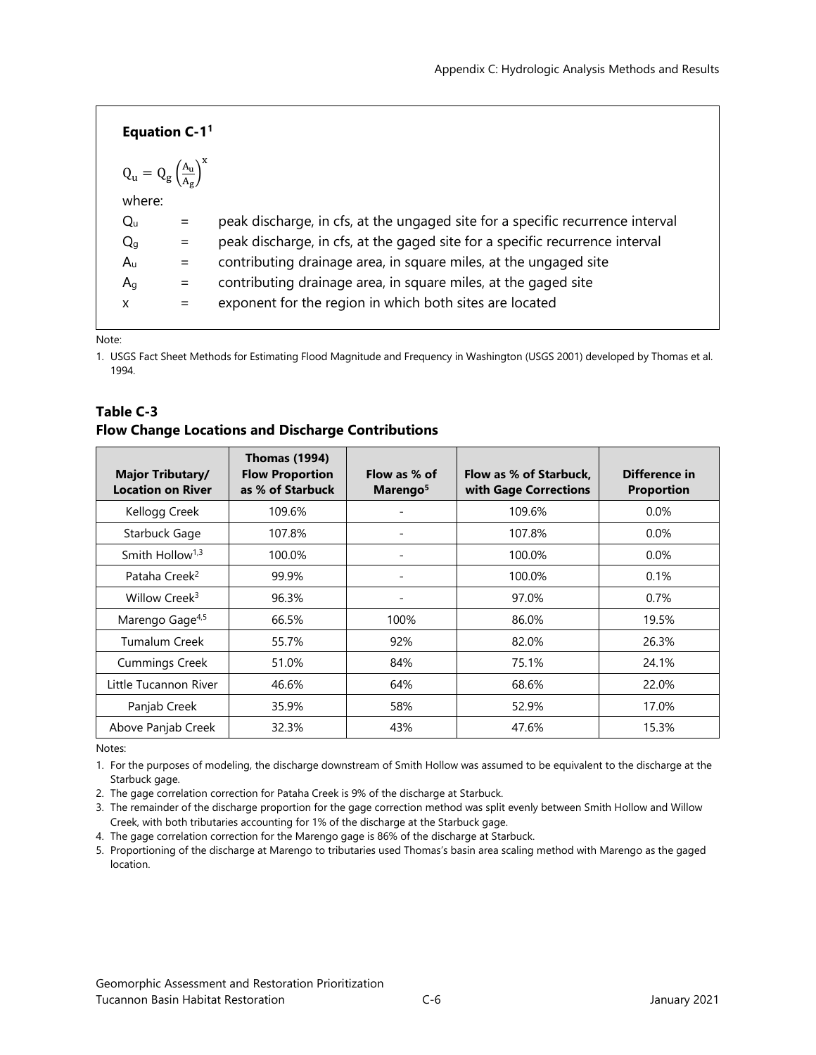**Equation C-1[1]**

$$Q_u = Q_g \left(\frac{A_u}{A_g}\right)^x$$

where:

| | | |
|---|---|---|
| $Q_u$ | = | peak discharge, in cfs, at the ungaged site for a specific recurrence interval |
| $Q_g$ | = | peak discharge, in cfs, at the gaged site for a specific recurrence interval |
| $A_u$ | = | contributing drainage area, in square miles, at the ungaged site |
| $A_g$ | = | contributing drainage area, in square miles, at the gaged site |
| x | = | exponent for the region in which both sites are located |

Note:

1. USGS Fact Sheet Methods for Estimating Flood Magnitude and Frequency in Washington (USGS 2001) developed by Thomas et al. 1994.

### Table C-3
### Flow Change Locations and Discharge Contributions

| Major Tributary/ Location on River | Thomas (1994) Flow Proportion as % of Starbuck | Flow as % of Marengo[5] | Flow as % of Starbuck, with Gage Corrections | Difference in Proportion |
|---|---|---|---|---|
| Kellogg Creek | 109.6% | - | 109.6% | 0.0% |
| Starbuck Gage | 107.8% | - | 107.8% | 0.0% |
| Smith Hollow[1,3] | 100.0% | - | 100.0% | 0.0% |
| Pataha Creek[2] | 99.9% | - | 100.0% | 0.1% |
| Willow Creek[3] | 96.3% | - | 97.0% | 0.7% |
| Marengo Gage[4,5] | 66.5% | 100% | 86.0% | 19.5% |
| Tumalum Creek | 55.7% | 92% | 82.0% | 26.3% |
| Cummings Creek | 51.0% | 84% | 75.1% | 24.1% |
| Little Tucannon River | 46.6% | 64% | 68.6% | 22.0% |
| Panjab Creek | 35.9% | 58% | 52.9% | 17.0% |
| Above Panjab Creek | 32.3% | 43% | 47.6% | 15.3% |

Notes:

1. For the purposes of modeling, the discharge downstream of Smith Hollow was assumed to be equivalent to the discharge at the Starbuck gage.
2. The gage correlation correction for Pataha Creek is 9% of the discharge at Starbuck.
3. The remainder of the discharge proportion for the gage correction method was split evenly between Smith Hollow and Willow Creek, with both tributaries accounting for 1% of the discharge at the Starbuck gage.
4. The gage correlation correction for the Marengo gage is 86% of the discharge at Starbuck.
5. Proportioning of the discharge at Marengo to tributaries used Thomas's basin area scaling method with Marengo as the gaged location.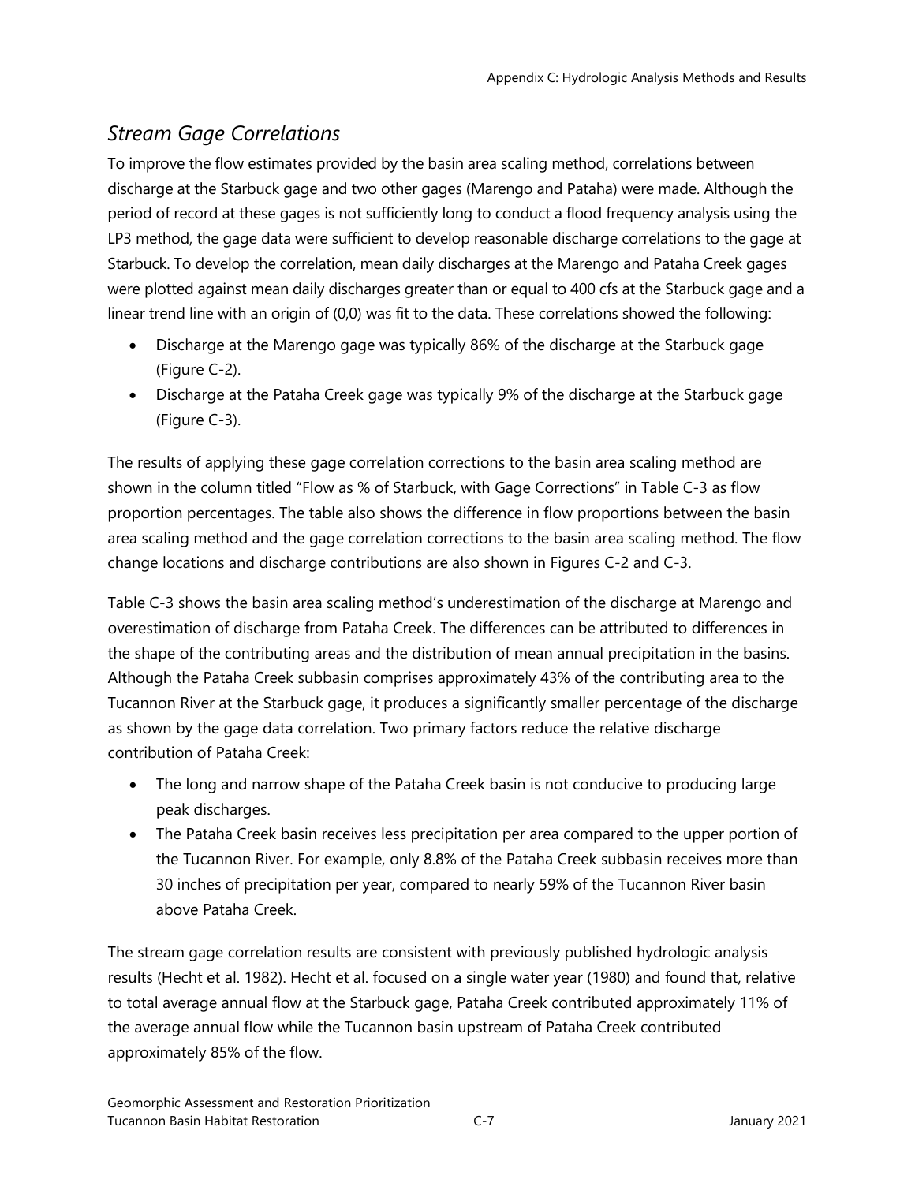## *Stream Gage Correlations*

To improve the flow estimates provided by the basin area scaling method, correlations between discharge at the Starbuck gage and two other gages (Marengo and Pataha) were made. Although the period of record at these gages is not sufficiently long to conduct a flood frequency analysis using the LP3 method, the gage data were sufficient to develop reasonable discharge correlations to the gage at Starbuck. To develop the correlation, mean daily discharges at the Marengo and Pataha Creek gages were plotted against mean daily discharges greater than or equal to 400 cfs at the Starbuck gage and a linear trend line with an origin of (0,0) was fit to the data. These correlations showed the following:

- Discharge at the Marengo gage was typically 86% of the discharge at the Starbuck gage (Figure C-2).
- Discharge at the Pataha Creek gage was typically 9% of the discharge at the Starbuck gage (Figure C-3).

The results of applying these gage correlation corrections to the basin area scaling method are shown in the column titled "Flow as % of Starbuck, with Gage Corrections" in Table C-3 as flow proportion percentages. The table also shows the difference in flow proportions between the basin area scaling method and the gage correlation corrections to the basin area scaling method. The flow change locations and discharge contributions are also shown in Figures C-2 and C-3.

Table C-3 shows the basin area scaling method's underestimation of the discharge at Marengo and overestimation of discharge from Pataha Creek. The differences can be attributed to differences in the shape of the contributing areas and the distribution of mean annual precipitation in the basins. Although the Pataha Creek subbasin comprises approximately 43% of the contributing area to the Tucannon River at the Starbuck gage, it produces a significantly smaller percentage of the discharge as shown by the gage data correlation. Two primary factors reduce the relative discharge contribution of Pataha Creek:

- The long and narrow shape of the Pataha Creek basin is not conducive to producing large peak discharges.
- The Pataha Creek basin receives less precipitation per area compared to the upper portion of the Tucannon River. For example, only 8.8% of the Pataha Creek subbasin receives more than 30 inches of precipitation per year, compared to nearly 59% of the Tucannon River basin above Pataha Creek.

The stream gage correlation results are consistent with previously published hydrologic analysis results (Hecht et al. 1982). Hecht et al. focused on a single water year (1980) and found that, relative to total average annual flow at the Starbuck gage, Pataha Creek contributed approximately 11% of the average annual flow while the Tucannon basin upstream of Pataha Creek contributed approximately 85% of the flow.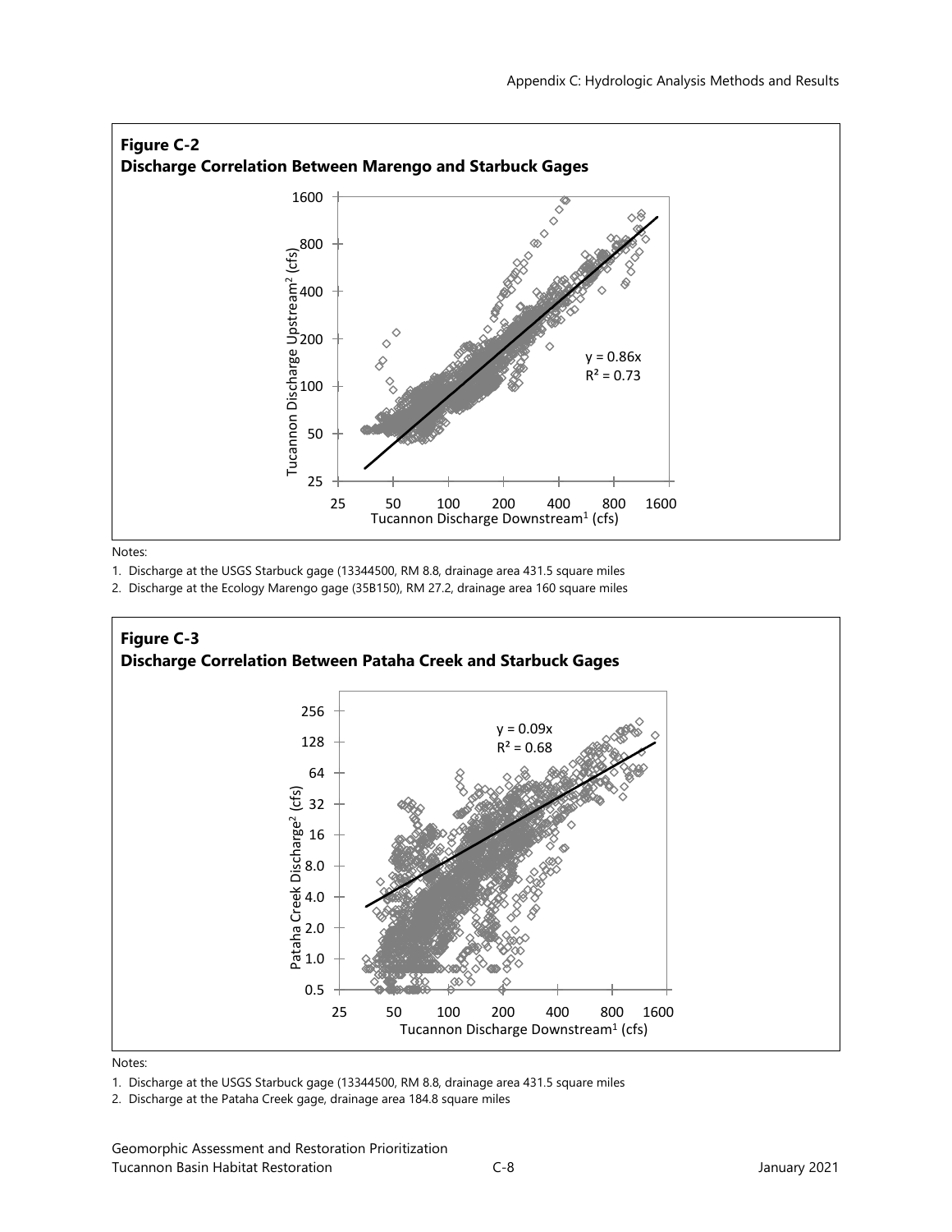**Figure C-2**
**Discharge Correlation Between Marengo and Starbuck Gages**

Notes:

1. Discharge at the USGS Starbuck gage (13344500, RM 8.8, drainage area 431.5 square miles
2. Discharge at the Ecology Marengo gage (35B150), RM 27.2, drainage area 160 square miles

**Figure C-3**
**Discharge Correlation Between Pataha Creek and Starbuck Gages**

Notes:

1. Discharge at the USGS Starbuck gage (13344500, RM 8.8, drainage area 431.5 square miles
2. Discharge at the Pataha Creek gage, drainage area 184.8 square miles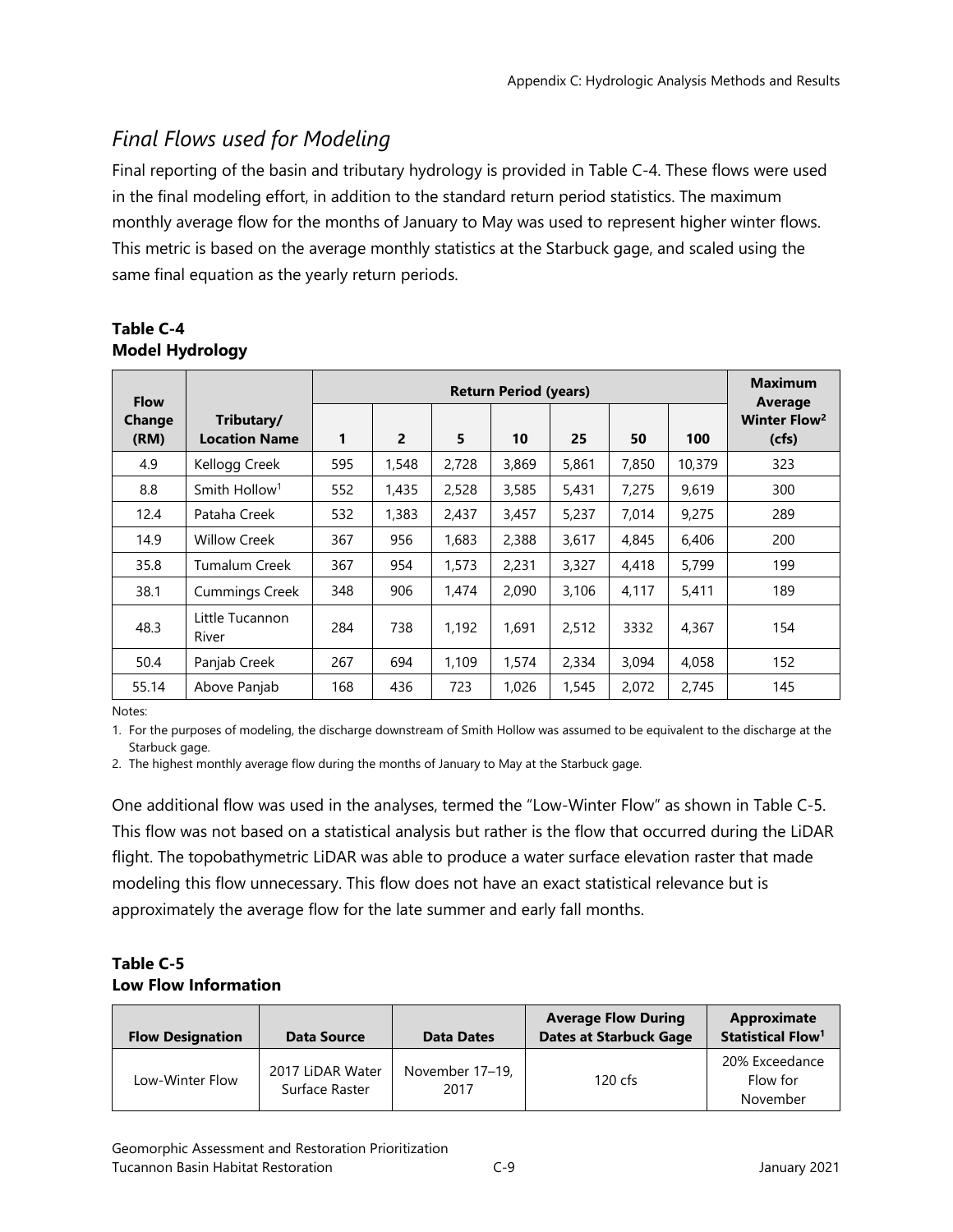## *Final Flows used for Modeling*

Final reporting of the basin and tributary hydrology is provided in Table C-4. These flows were used in the final modeling effort, in addition to the standard return period statistics. The maximum monthly average flow for the months of January to May was used to represent higher winter flows. This metric is based on the average monthly statistics at the Starbuck gage, and scaled using the same final equation as the yearly return periods.

**Table C-4**
**Model Hydrology**

| Flow Change (RM) | Tributary/ Location Name | Return Period (years) | | | | | | | Maximum Average Winter Flow[2] (cfs) |
|---|---|---|---|---|---|---|---|---|---|
| | | 1 | 2 | 5 | 10 | 25 | 50 | 100 | |
| 4.9 | Kellogg Creek | 595 | 1,548 | 2,728 | 3,869 | 5,861 | 7,850 | 10,379 | 323 |
| 8.8 | Smith Hollow[1] | 552 | 1,435 | 2,528 | 3,585 | 5,431 | 7,275 | 9,619 | 300 |
| 12.4 | Pataha Creek | 532 | 1,383 | 2,437 | 3,457 | 5,237 | 7,014 | 9,275 | 289 |
| 14.9 | Willow Creek | 367 | 956 | 1,683 | 2,388 | 3,617 | 4,845 | 6,406 | 200 |
| 35.8 | Tumalum Creek | 367 | 954 | 1,573 | 2,231 | 3,327 | 4,418 | 5,799 | 199 |
| 38.1 | Cummings Creek | 348 | 906 | 1,474 | 2,090 | 3,106 | 4,117 | 5,411 | 189 |
| 48.3 | Little Tucannon River | 284 | 738 | 1,192 | 1,691 | 2,512 | 3332 | 4,367 | 154 |
| 50.4 | Panjab Creek | 267 | 694 | 1,109 | 1,574 | 2,334 | 3,094 | 4,058 | 152 |
| 55.14 | Above Panjab | 168 | 436 | 723 | 1,026 | 1,545 | 2,072 | 2,745 | 145 |

Notes:

1. For the purposes of modeling, the discharge downstream of Smith Hollow was assumed to be equivalent to the discharge at the Starbuck gage.
2. The highest monthly average flow during the months of January to May at the Starbuck gage.

One additional flow was used in the analyses, termed the "Low-Winter Flow" as shown in Table C-5. This flow was not based on a statistical analysis but rather is the flow that occurred during the LiDAR flight. The topobathymetric LiDAR was able to produce a water surface elevation raster that made modeling this flow unnecessary. This flow does not have an exact statistical relevance but is approximately the average flow for the late summer and early fall months.

**Table C-5**
**Low Flow Information**

| Flow Designation | Data Source | Data Dates | Average Flow During Dates at Starbuck Gage | Approximate Statistical Flow[1] |
|---|---|---|---|---|
| Low-Winter Flow | 2017 LiDAR Water Surface Raster | November 17–19, 2017 | 120 cfs | 20% Exceedance Flow for November |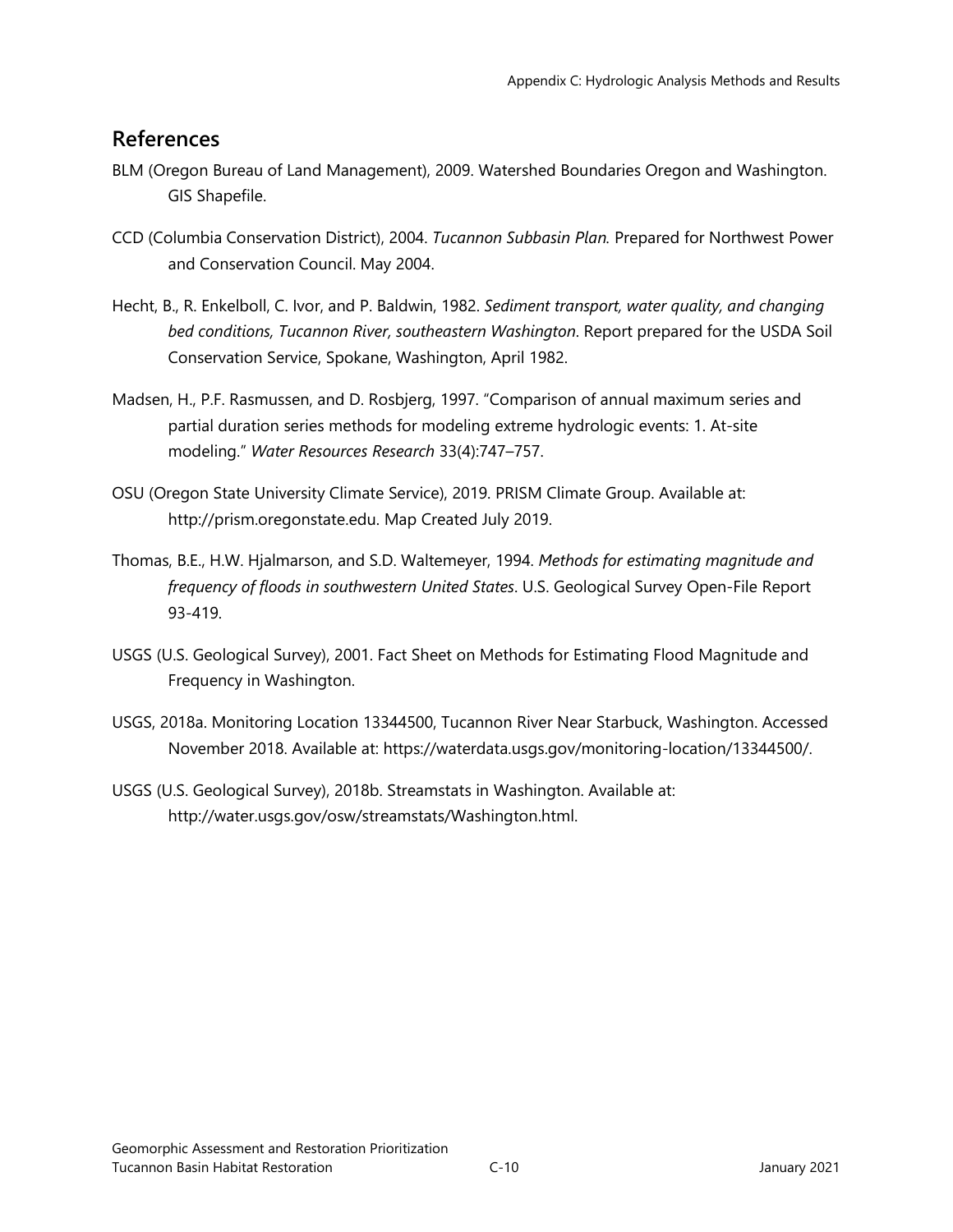## References

BLM (Oregon Bureau of Land Management), 2009. Watershed Boundaries Oregon and Washington. GIS Shapefile.

CCD (Columbia Conservation District), 2004. *Tucannon Subbasin Plan.* Prepared for Northwest Power and Conservation Council. May 2004.

Hecht, B., R. Enkelboll, C. Ivor, and P. Baldwin, 1982. *Sediment transport, water quality, and changing bed conditions, Tucannon River, southeastern Washington*. Report prepared for the USDA Soil Conservation Service, Spokane, Washington, April 1982.

Madsen, H., P.F. Rasmussen, and D. Rosbjerg, 1997. "Comparison of annual maximum series and partial duration series methods for modeling extreme hydrologic events: 1. At-site modeling." *Water Resources Research* 33(4):747–757.

OSU (Oregon State University Climate Service), 2019. PRISM Climate Group. Available at: http://prism.oregonstate.edu. Map Created July 2019.

Thomas, B.E., H.W. Hjalmarson, and S.D. Waltemeyer, 1994. *Methods for estimating magnitude and frequency of floods in southwestern United States*. U.S. Geological Survey Open-File Report 93-419.

USGS (U.S. Geological Survey), 2001. Fact Sheet on Methods for Estimating Flood Magnitude and Frequency in Washington.

USGS, 2018a. Monitoring Location 13344500, Tucannon River Near Starbuck, Washington. Accessed November 2018. Available at: https://waterdata.usgs.gov/monitoring-location/13344500/.

USGS (U.S. Geological Survey), 2018b. Streamstats in Washington. Available at: http://water.usgs.gov/osw/streamstats/Washington.html.